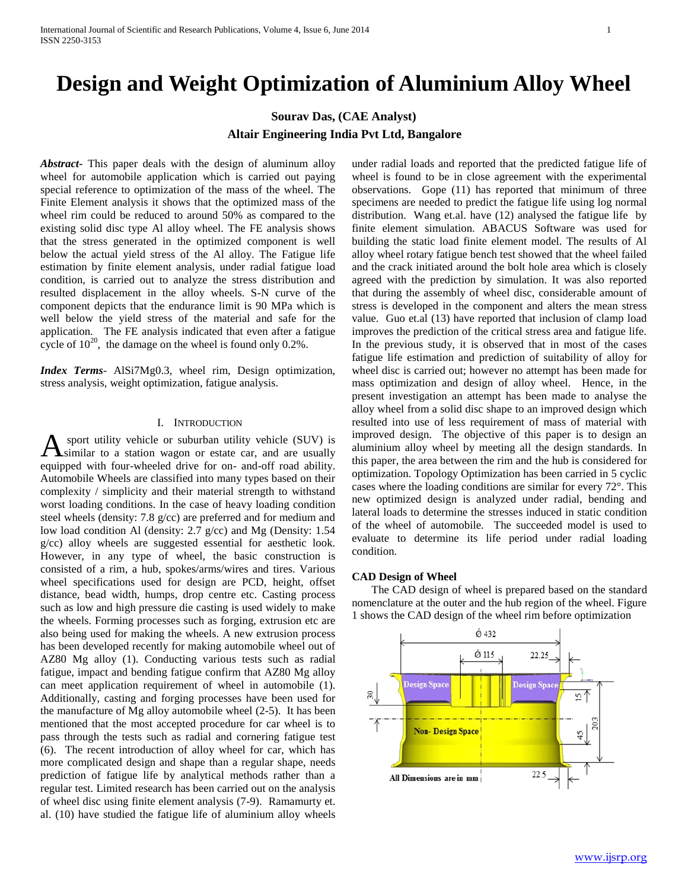# Design and Weight Optimization of Aluminium Alloy Wheel

**Sourav Das, (CAE Analyst)**
**Altair Engineering India Pvt Ltd, Bangalore**

***Abstract*****-** This paper deals with the design of aluminum alloy wheel for automobile application which is carried out paying special reference to optimization of the mass of the wheel. The Finite Element analysis it shows that the optimized mass of the wheel rim could be reduced to around 50% as compared to the existing solid disc type Al alloy wheel. The FE analysis shows that the stress generated in the optimized component is well below the actual yield stress of the Al alloy. The Fatigue life estimation by finite element analysis, under radial fatigue load condition, is carried out to analyze the stress distribution and resulted displacement in the alloy wheels. S-N curve of the component depicts that the endurance limit is 90 MPa which is well below the yield stress of the material and safe for the application. The FE analysis indicated that even after a fatigue cycle of $10^{20}$, the damage on the wheel is found only 0.2%.

***Index Terms*****-** AlSi7Mg0.3, wheel rim, Design optimization, stress analysis, weight optimization, fatigue analysis.

## I. Introduction

A sport utility vehicle or suburban utility vehicle (SUV) is similar to a station wagon or estate car, and are usually equipped with four-wheeled drive for on- and-off road ability. Automobile Wheels are classified into many types based on their complexity / simplicity and their material strength to withstand worst loading conditions. In the case of heavy loading condition steel wheels (density: 7.8 g/cc) are preferred and for medium and low load condition Al (density: 2.7 g/cc) and Mg (Density: 1.54 g/cc) alloy wheels are suggested essential for aesthetic look. However, in any type of wheel, the basic construction is consisted of a rim, a hub, spokes/arms/wires and tires. Various wheel specifications used for design are PCD, height, offset distance, bead width, humps, drop centre etc. Casting process such as low and high pressure die casting is used widely to make the wheels. Forming processes such as forging, extrusion etc are also being used for making the wheels. A new extrusion process has been developed recently for making automobile wheel out of AZ80 Mg alloy (1). Conducting various tests such as radial fatigue, impact and bending fatigue confirm that AZ80 Mg alloy can meet application requirement of wheel in automobile (1). Additionally, casting and forging processes have been used for the manufacture of Mg alloy automobile wheel (2-5). It has been mentioned that the most accepted procedure for car wheel is to pass through the tests such as radial and cornering fatigue test (6). The recent introduction of alloy wheel for car, which has more complicated design and shape than a regular shape, needs prediction of fatigue life by analytical methods rather than a regular test. Limited research has been carried out on the analysis of wheel disc using finite element analysis (7-9). Ramamurty et. al. (10) have studied the fatigue life of aluminium alloy wheels under radial loads and reported that the predicted fatigue life of wheel is found to be in close agreement with the experimental observations. Gope (11) has reported that minimum of three specimens are needed to predict the fatigue life using log normal distribution. Wang et.al. have (12) analysed the fatigue life by finite element simulation. ABACUS Software was used for building the static load finite element model. The results of Al alloy wheel rotary fatigue bench test showed that the wheel failed and the crack initiated around the bolt hole area which is closely agreed with the prediction by simulation. It was also reported that during the assembly of wheel disc, considerable amount of stress is developed in the component and alters the mean stress value. Guo et.al (13) have reported that inclusion of clamp load improves the prediction of the critical stress area and fatigue life. In the previous study, it is observed that in most of the cases fatigue life estimation and prediction of suitability of alloy for wheel disc is carried out; however no attempt has been made for mass optimization and design of alloy wheel. Hence, in the present investigation an attempt has been made to analyse the alloy wheel from a solid disc shape to an improved design which resulted into use of less requirement of mass of material with improved design. The objective of this paper is to design an aluminium alloy wheel by meeting all the design standards. In this paper, the area between the rim and the hub is considered for optimization. Topology Optimization has been carried in 5 cyclic cases where the loading conditions are similar for every 72°. This new optimized design is analyzed under radial, bending and lateral loads to determine the stresses induced in static condition of the wheel of automobile. The succeeded model is used to evaluate to determine its life period under radial loading condition.

### CAD Design of Wheel

The CAD design of wheel is prepared based on the standard nomenclature at the outer and the hub region of the wheel. Figure 1 shows the CAD design of the wheel rim before optimization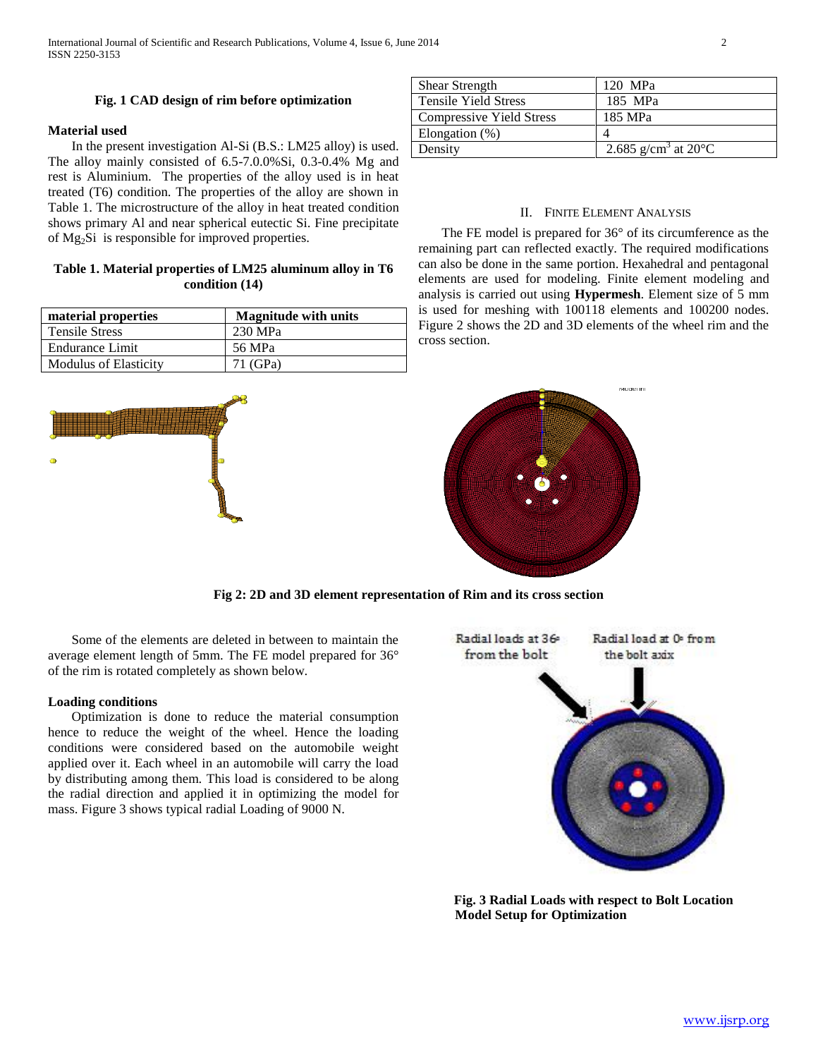**Fig. 1 CAD design of rim before optimization**

**Material used**

In the present investigation Al-Si (B.S.: LM25 alloy) is used. The alloy mainly consisted of 6.5-7.0.0%Si, 0.3-0.4% Mg and rest is Aluminium. The properties of the alloy used is in heat treated (T6) condition. The properties of the alloy are shown in Table 1. The microstructure of the alloy in heat treated condition shows primary Al and near spherical eutectic Si. Fine precipitate of $Mg_2Si$ is responsible for improved properties.

**Table 1. Material properties of LM25 aluminum alloy in T6 condition (14)**

| material properties | Magnitude with units |
|---|---|
| Tensile Stress | 230 MPa |
| Endurance Limit | 56 MPa |
| Modulus of Elasticity | 71 (GPa) |
| Shear Strength | 120 MPa |
| Tensile Yield Stress | 185 MPa |
| Compressive Yield Stress | 185 MPa |
| Elongation (%) | 4 |
| Density | 2.685 $g/cm^3$ at 20°C |

## II. Finite Element Analysis

The FE model is prepared for 36° of its circumference as the remaining part can reflected exactly. The required modifications can also be done in the same portion. Hexahedral and pentagonal elements are used for modeling. Finite element modeling and analysis is carried out using **Hypermesh**. Element size of 5 mm is used for meshing with 100118 elements and 100200 nodes. Figure 2 shows the 2D and 3D elements of the wheel rim and the cross section.

**Fig 2: 2D and 3D element representation of Rim and its cross section**

Some of the elements are deleted in between to maintain the average element length of 5mm. The FE model prepared for 36° of the rim is rotated completely as shown below.

**Loading conditions**

Optimization is done to reduce the material consumption hence to reduce the weight of the wheel. Hence the loading conditions were considered based on the automobile weight applied over it. Each wheel in an automobile will carry the load by distributing among them. This load is considered to be along the radial direction and applied it in optimizing the model for mass. Figure 3 shows typical radial Loading of 9000 N.

**Fig. 3 Radial Loads with respect to Bolt Location Model Setup for Optimization**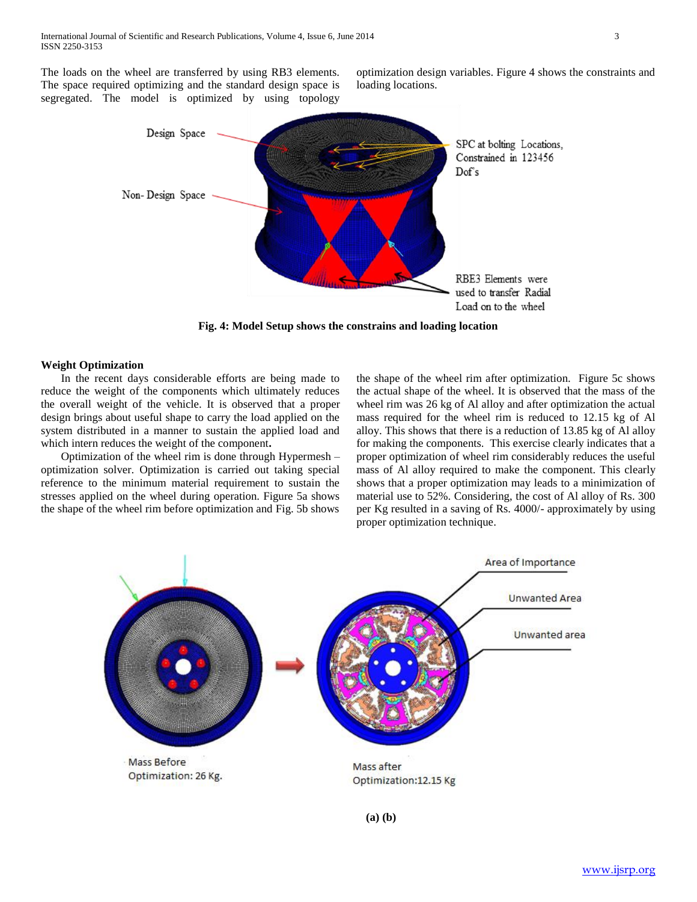The loads on the wheel are transferred by using RB3 elements. The space required optimizing and the standard design space is segregated. The model is optimized by using topology optimization design variables. Figure 4 shows the constraints and loading locations.

**Fig. 4: Model Setup shows the constrains and loading location**

## Weight Optimization

In the recent days considerable efforts are being made to reduce the weight of the components which ultimately reduces the overall weight of the vehicle. It is observed that a proper design brings about useful shape to carry the load applied on the system distributed in a manner to sustain the applied load and which intern reduces the weight of the component**.**

Optimization of the wheel rim is done through Hypermesh – optimization solver. Optimization is carried out taking special reference to the minimum material requirement to sustain the stresses applied on the wheel during operation. Figure 5a shows the shape of the wheel rim before optimization and Fig. 5b shows the shape of the wheel rim after optimization. Figure 5c shows the actual shape of the wheel. It is observed that the mass of the wheel rim was 26 kg of Al alloy and after optimization the actual mass required for the wheel rim is reduced to 12.15 kg of Al alloy. This shows that there is a reduction of 13.85 kg of Al alloy for making the components. This exercise clearly indicates that a proper optimization of wheel rim considerably reduces the useful mass of Al alloy required to make the component. This clearly shows that a proper optimization may leads to a minimization of material use to 52%. Considering, the cost of Al alloy of Rs. 300 per Kg resulted in a saving of Rs. 4000/- approximately by using proper optimization technique.

**(a) (b)**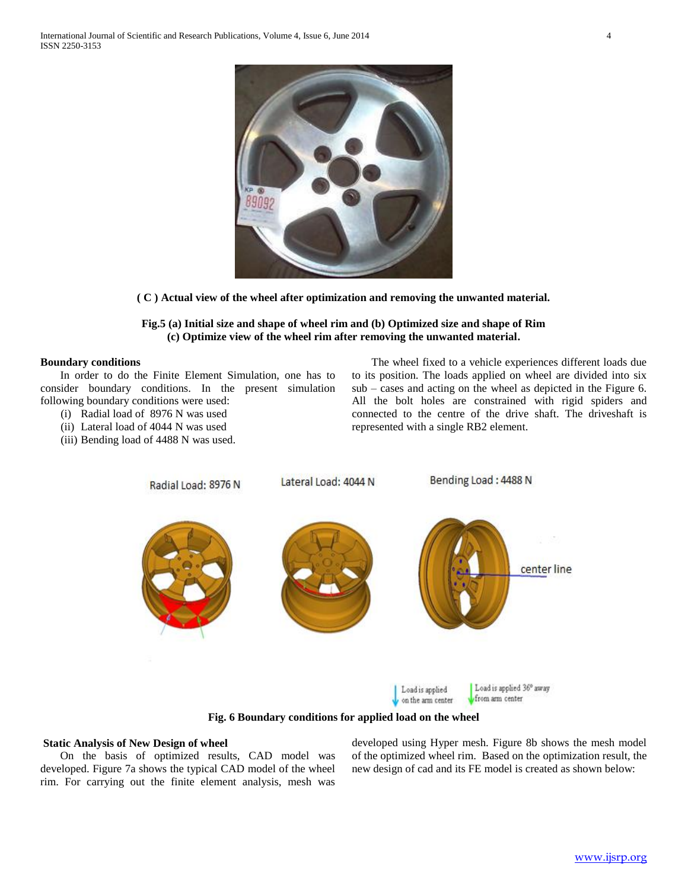**( C ) Actual view of the wheel after optimization and removing the unwanted material.**

**Fig.5 (a) Initial size and shape of wheel rim and (b) Optimized size and shape of Rim (c) Optimize view of the wheel rim after removing the unwanted material.**

## Boundary conditions

In order to do the Finite Element Simulation, one has to consider boundary conditions. In the present simulation following boundary conditions were used:

(i) Radial load of 8976 N was used
(ii) Lateral load of 4044 N was used
(iii) Bending load of 4488 N was used.

The wheel fixed to a vehicle experiences different loads due to its position. The loads applied on wheel are divided into six sub – cases and acting on the wheel as depicted in the Figure 6. All the bolt holes are constrained with rigid spiders and connected to the centre of the drive shaft. The driveshaft is represented with a single RB2 element.

**Fig. 6 Boundary conditions for applied load on the wheel**

## Static Analysis of New Design of wheel

On the basis of optimized results, CAD model was developed. Figure 7a shows the typical CAD model of the wheel rim. For carrying out the finite element analysis, mesh was developed using Hyper mesh. Figure 8b shows the mesh model of the optimized wheel rim. Based on the optimization result, the new design of cad and its FE model is created as shown below: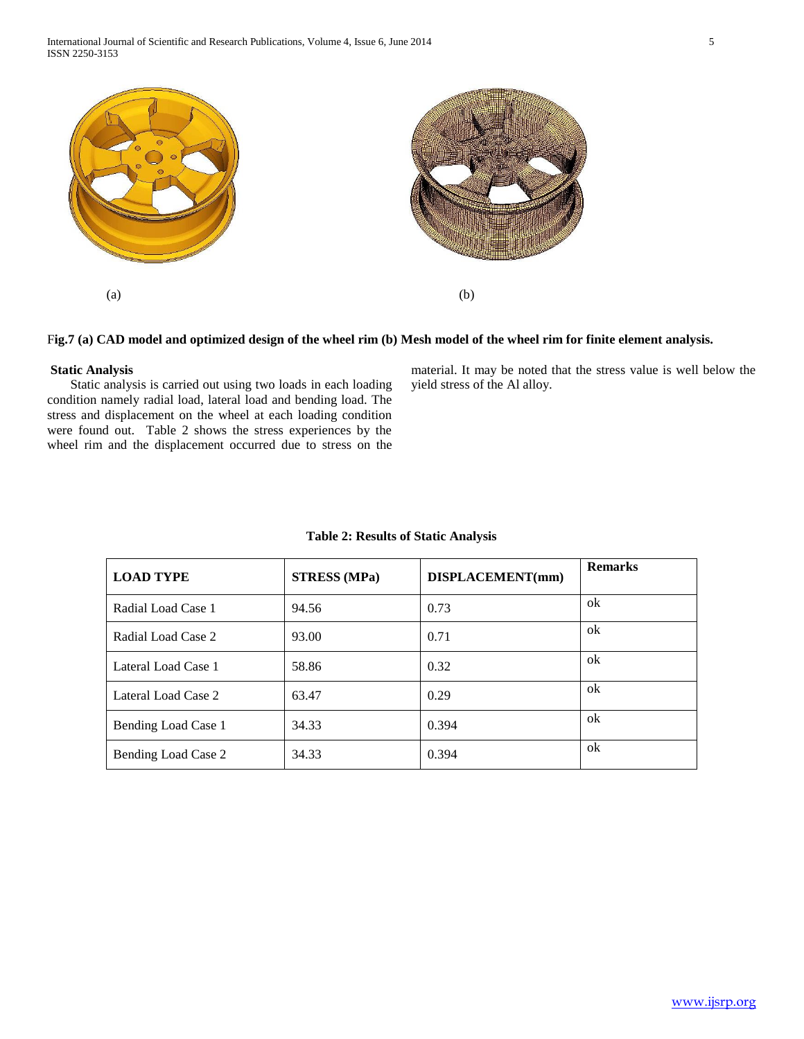(a) (b)

**Fig.7 (a) CAD model and optimized design of the wheel rim (b) Mesh model of the wheel rim for finite element analysis.**

**Static Analysis**

Static analysis is carried out using two loads in each loading condition namely radial load, lateral load and bending load. The stress and displacement on the wheel at each loading condition were found out. Table 2 shows the stress experiences by the wheel rim and the displacement occurred due to stress on the material. It may be noted that the stress value is well below the yield stress of the Al alloy.

**Table 2: Results of Static Analysis**

| LOAD TYPE | STRESS (MPa) | DISPLACEMENT(mm) | Remarks |
|---|---|---|---|
| Radial Load Case 1 | 94.56 | 0.73 | ok |
| Radial Load Case 2 | 93.00 | 0.71 | ok |
| Lateral Load Case 1 | 58.86 | 0.32 | ok |
| Lateral Load Case 2 | 63.47 | 0.29 | ok |
| Bending Load Case 1 | 34.33 | 0.394 | ok |
| Bending Load Case 2 | 34.33 | 0.394 | ok |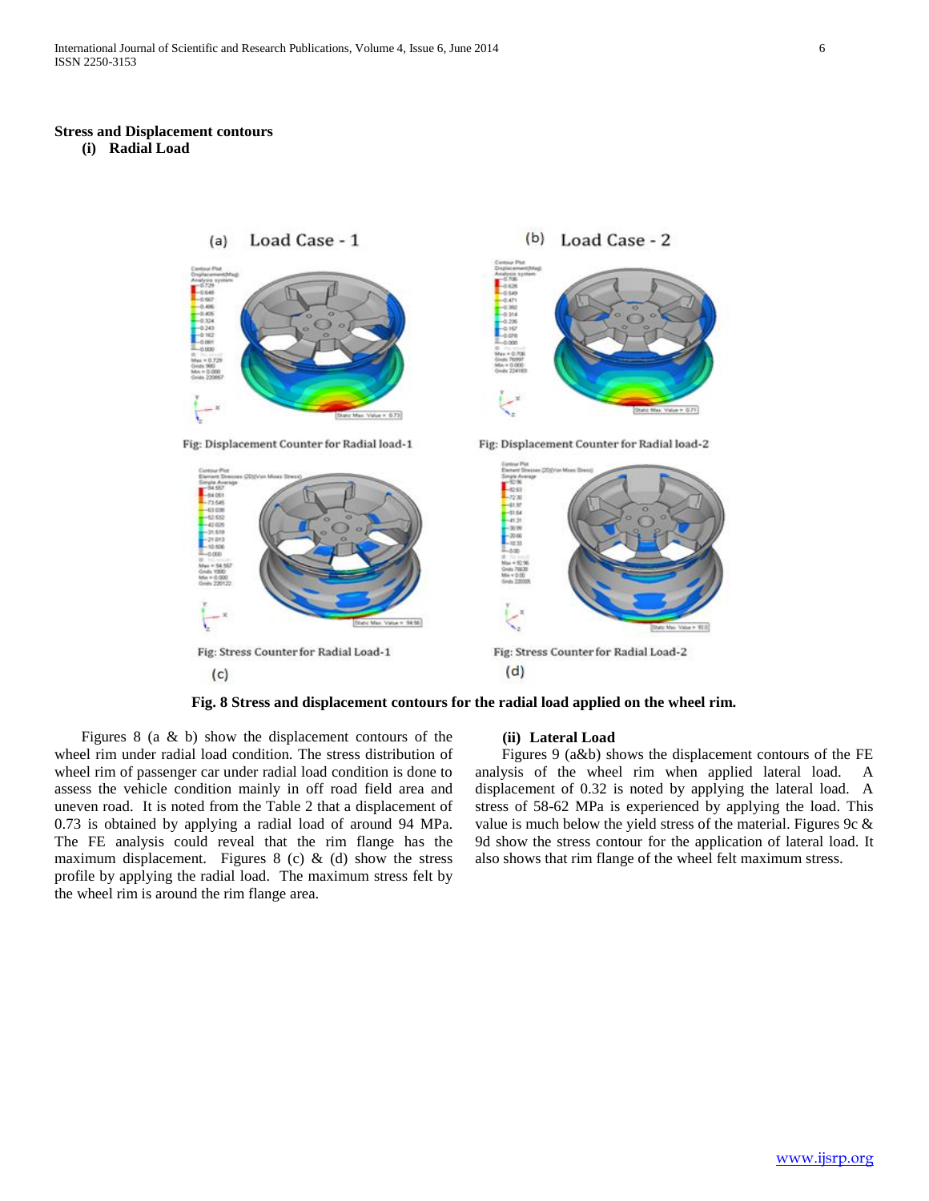## Stress and Displacement contours

### (i) Radial Load

Fig. 8 Stress and displacement contours for the radial load applied on the wheel rim.

Figures 8 (a & b) show the displacement contours of the wheel rim under radial load condition. The stress distribution of wheel rim of passenger car under radial load condition is done to assess the vehicle condition mainly in off road field area and uneven road. It is noted from the Table 2 that a displacement of 0.73 is obtained by applying a radial load of around 94 MPa. The FE analysis could reveal that the rim flange has the maximum displacement. Figures 8 (c) & (d) show the stress profile by applying the radial load. The maximum stress felt by the wheel rim is around the rim flange area.

### (ii) Lateral Load

Figures 9 (a&b) shows the displacement contours of the FE analysis of the wheel rim when applied lateral load. A displacement of 0.32 is noted by applying the lateral load. A stress of 58-62 MPa is experienced by applying the load. This value is much below the yield stress of the material. Figures 9c & 9d show the stress contour for the application of lateral load. It also shows that rim flange of the wheel felt maximum stress.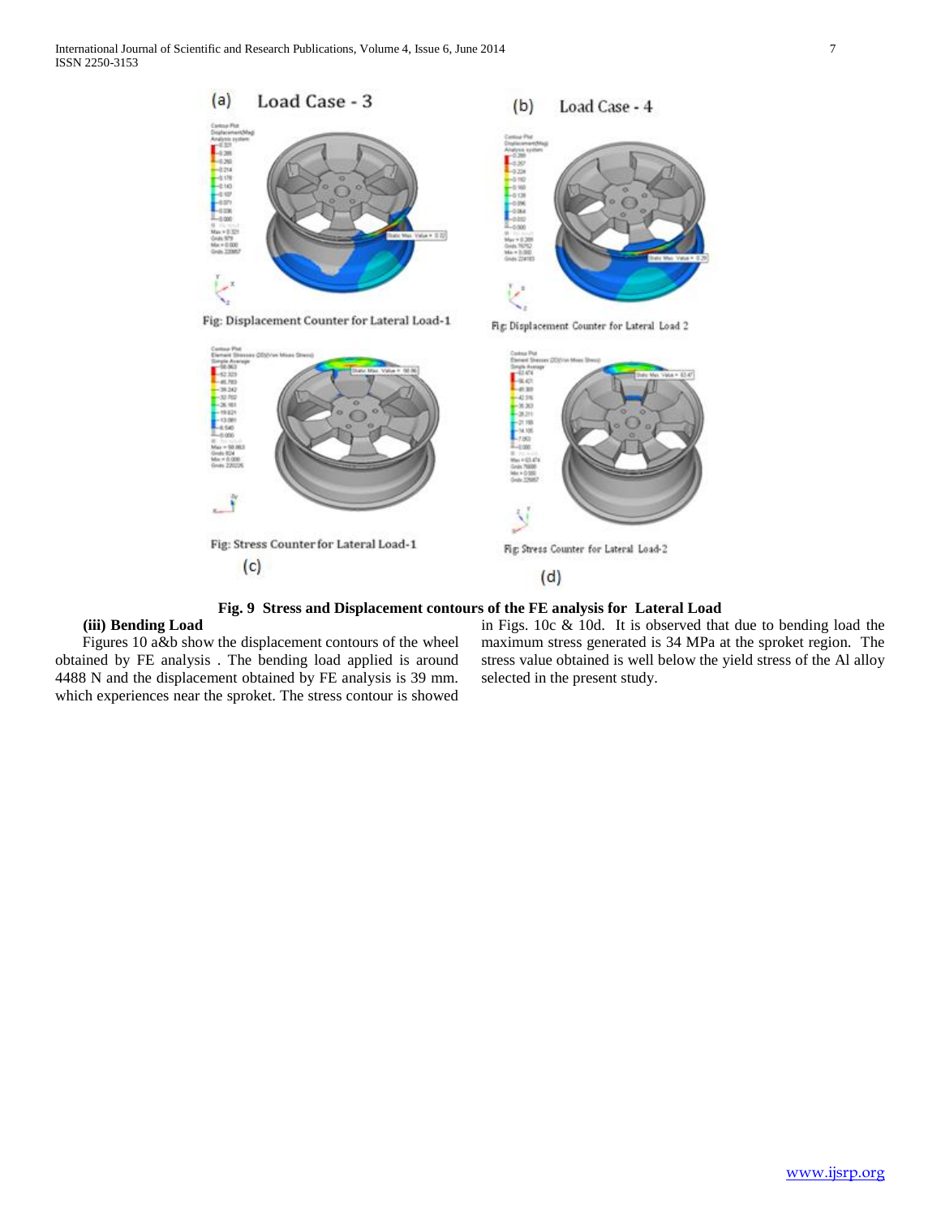**Fig. 9 Stress and Displacement contours of the FE analysis for Lateral Load**

**(iii) Bending Load**

Figures 10 a&b show the displacement contours of the wheel obtained by FE analysis . The bending load applied is around 4488 N and the displacement obtained by FE analysis is 39 mm. which experiences near the sproket. The stress contour is showed in Figs. 10c & 10d. It is observed that due to bending load the maximum stress generated is 34 MPa at the sproket region. The stress value obtained is well below the yield stress of the Al alloy selected in the present study.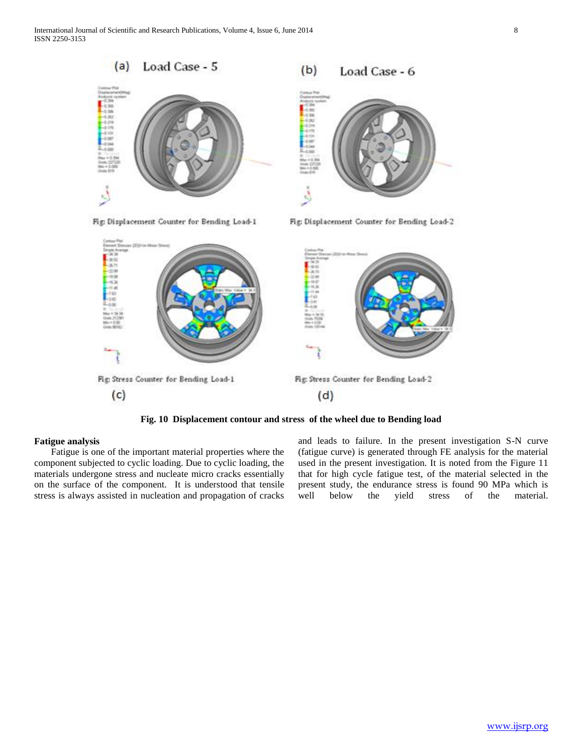**Fig. 10 Displacement contour and stress of the wheel due to Bending load**

**Fatigue analysis**

Fatigue is one of the important material properties where the component subjected to cyclic loading. Due to cyclic loading, the materials undergone stress and nucleate micro cracks essentially on the surface of the component. It is understood that tensile stress is always assisted in nucleation and propagation of cracks and leads to failure. In the present investigation S-N curve (fatigue curve) is generated through FE analysis for the material used in the present investigation. It is noted from the Figure 11 that for high cycle fatigue test, of the material selected in the present study, the endurance stress is found 90 MPa which is well below the yield stress of the material.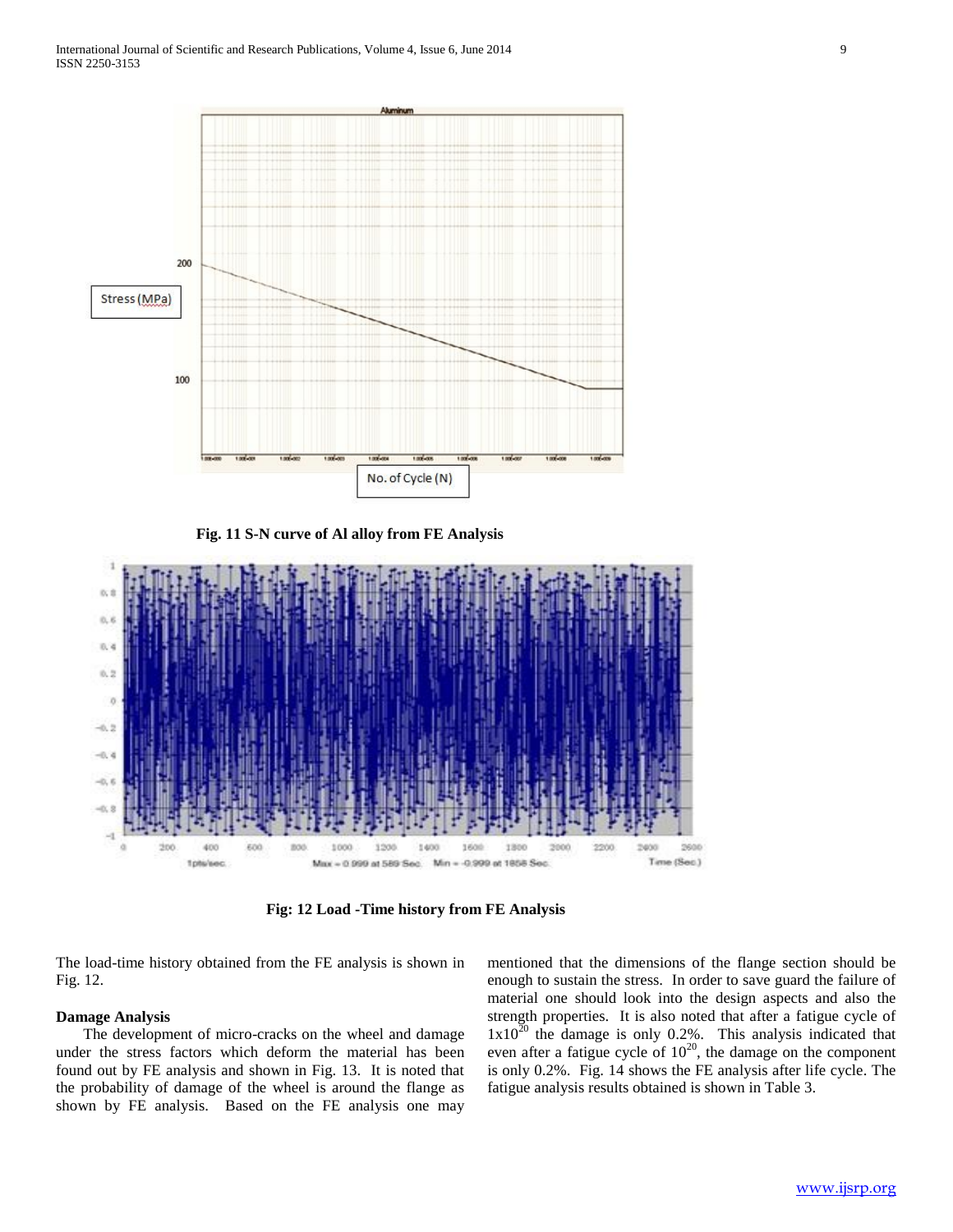Fig. 11 S-N curve of Al alloy from FE Analysis

Fig: 12 Load -Time history from FE Analysis

The load-time history obtained from the FE analysis is shown in Fig. 12.

**Damage Analysis**

The development of micro-cracks on the wheel and damage under the stress factors which deform the material has been found out by FE analysis and shown in Fig. 13. It is noted that the probability of damage of the wheel is around the flange as shown by FE analysis. Based on the FE analysis one may mentioned that the dimensions of the flange section should be enough to sustain the stress. In order to save guard the failure of material one should look into the design aspects and also the strength properties. It is also noted that after a fatigue cycle of $1x10^{20}$ the damage is only 0.2%. This analysis indicated that even after a fatigue cycle of $10^{20}$, the damage on the component is only 0.2%. Fig. 14 shows the FE analysis after life cycle. The fatigue analysis results obtained is shown in Table 3.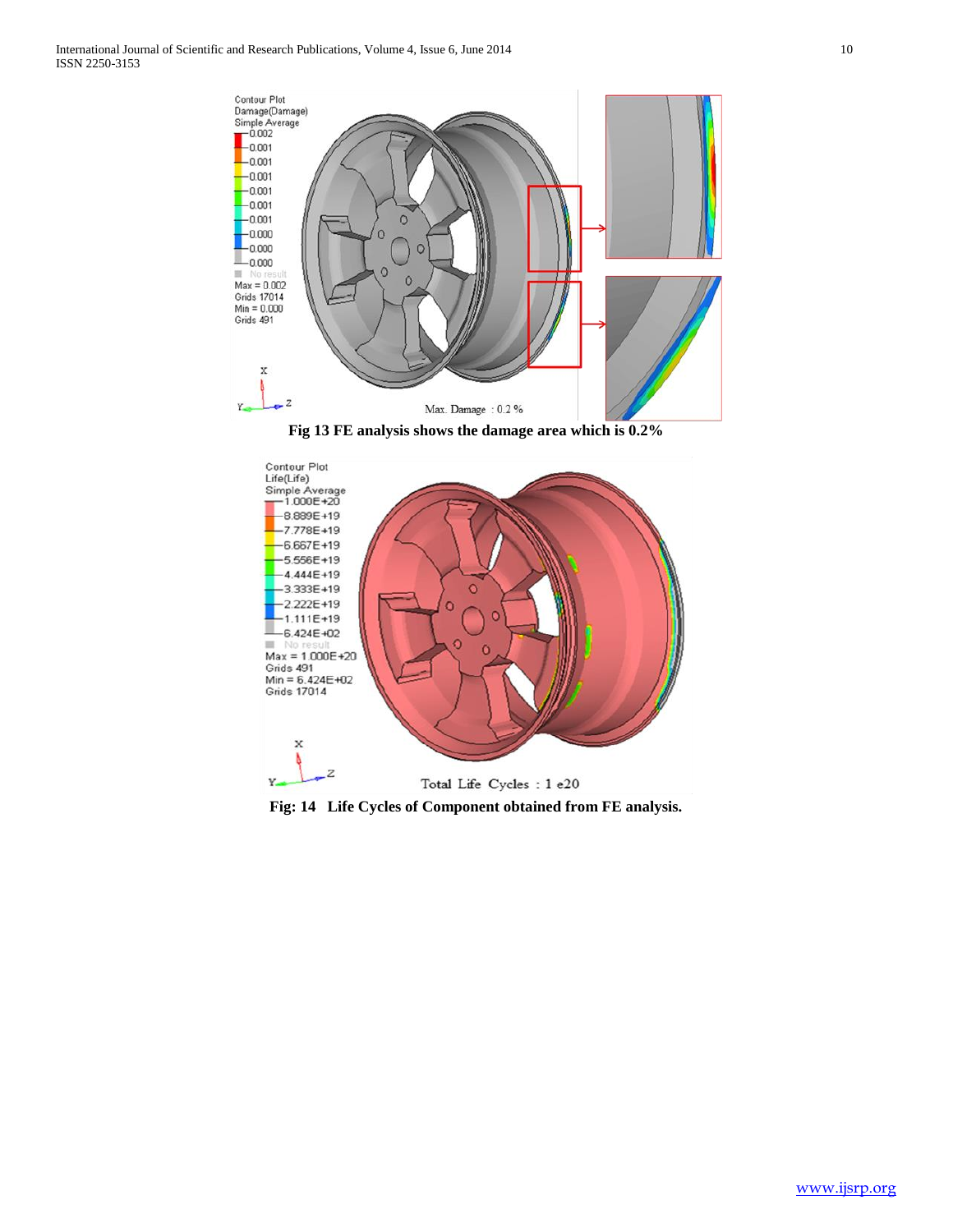Fig 13 FE analysis shows the damage area which is 0.2%

Fig: 14 Life Cycles of Component obtained from FE analysis.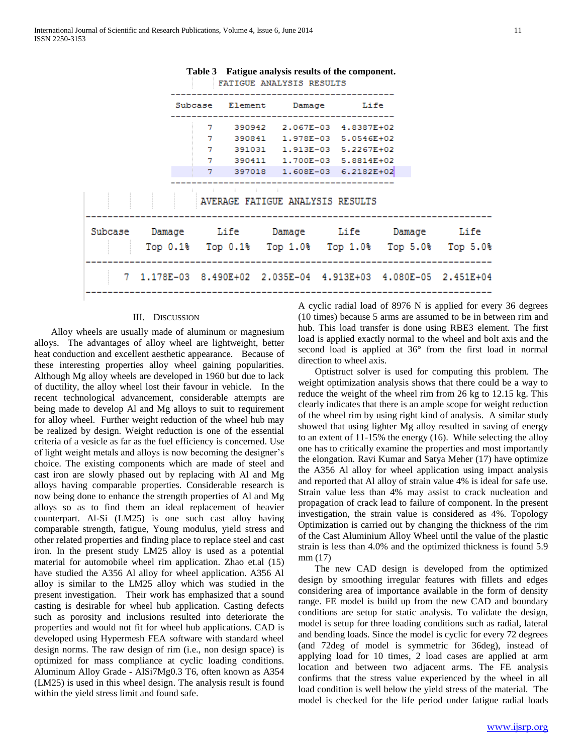**Table 3 Fatigue analysis results of the component.**

FATIGUE ANALYSIS RESULTS

| Subcase | Element | Damage | Life |
|---|---|---|---|
| 7 | 390942 | 2.067E-03 | 4.8387E+02 |
| 7 | 390841 | 1.978E-03 | 5.0546E+02 |
| 7 | 391031 | 1.913E-03 | 5.2267E+02 |
| 7 | 390411 | 1.700E-03 | 5.8814E+02 |
| 7 | 397018 | 1.608E-03 | 6.2182E+02 |

AVERAGE FATIGUE ANALYSIS RESULTS

| Subcase | Damage Top 0.1% | Life Top 0.1% | Damage Top 1.0% | Life Top 1.0% | Damage Top 5.0% | Life Top 5.0% |
|---|---|---|---|---|---|---|
| 7 | 1.178E-03 | 8.490E+02 | 2.035E-04 | 4.913E+03 | 4.080E-05 | 2.451E+04 |

## III. Discussion

Alloy wheels are usually made of aluminum or magnesium alloys. The advantages of alloy wheel are lightweight, better heat conduction and excellent aesthetic appearance. Because of these interesting properties alloy wheel gaining popularities. Although Mg alloy wheels are developed in 1960 but due to lack of ductility, the alloy wheel lost their favour in vehicle. In the recent technological advancement, considerable attempts are being made to develop Al and Mg alloys to suit to requirement for alloy wheel. Further weight reduction of the wheel hub may be realized by design. Weight reduction is one of the essential criteria of a vesicle as far as the fuel efficiency is concerned. Use of light weight metals and alloys is now becoming the designer's choice. The existing components which are made of steel and cast iron are slowly phased out by replacing with Al and Mg alloys having comparable properties. Considerable research is now being done to enhance the strength properties of Al and Mg alloys so as to find them an ideal replacement of heavier counterpart. Al-Si (LM25) is one such cast alloy having comparable strength, fatigue, Young modulus, yield stress and other related properties and finding place to replace steel and cast iron. In the present study LM25 alloy is used as a potential material for automobile wheel rim application. Zhao et.al (15) have studied the A356 Al alloy for wheel application. A356 Al alloy is similar to the LM25 alloy which was studied in the present investigation. Their work has emphasized that a sound casting is desirable for wheel hub application. Casting defects such as porosity and inclusions resulted into deteriorate the properties and would not fit for wheel hub applications. CAD is developed using Hypermesh FEA software with standard wheel design norms. The raw design of rim (i.e., non design space) is optimized for mass compliance at cyclic loading conditions. Aluminum Alloy Grade - AlSi7Mg0.3 T6, often known as A354 (LM25) is used in this wheel design. The analysis result is found within the yield stress limit and found safe.

A cyclic radial load of 8976 N is applied for every 36 degrees (10 times) because 5 arms are assumed to be in between rim and hub. This load transfer is done using RBE3 element. The first load is applied exactly normal to the wheel and bolt axis and the second load is applied at 36° from the first load in normal direction to wheel axis.

Optistruct solver is used for computing this problem. The weight optimization analysis shows that there could be a way to reduce the weight of the wheel rim from 26 kg to 12.15 kg. This clearly indicates that there is an ample scope for weight reduction of the wheel rim by using right kind of analysis. A similar study showed that using lighter Mg alloy resulted in saving of energy to an extent of 11-15% the energy (16). While selecting the alloy one has to critically examine the properties and most importantly the elongation. Ravi Kumar and Satya Meher (17) have optimize the A356 Al alloy for wheel application using impact analysis and reported that Al alloy of strain value 4% is ideal for safe use. Strain value less than 4% may assist to crack nucleation and propagation of crack lead to failure of component. In the present investigation, the strain value is considered as 4%. Topology Optimization is carried out by changing the thickness of the rim of the Cast Aluminium Alloy Wheel until the value of the plastic strain is less than 4.0% and the optimized thickness is found 5.9 mm (17)

The new CAD design is developed from the optimized design by smoothing irregular features with fillets and edges considering area of importance available in the form of density range. FE model is build up from the new CAD and boundary conditions are setup for static analysis. To validate the design, model is setup for three loading conditions such as radial, lateral and bending loads. Since the model is cyclic for every 72 degrees (and 72deg of model is symmetric for 36deg), instead of applying load for 10 times, 2 load cases are applied at arm location and between two adjacent arms. The FE analysis confirms that the stress value experienced by the wheel in all load condition is well below the yield stress of the material. The model is checked for the life period under fatigue radial loads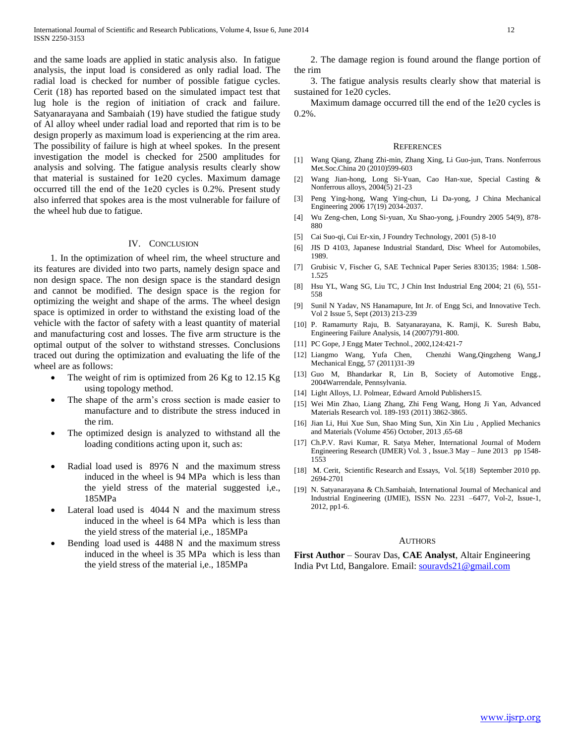and the same loads are applied in static analysis also. In fatigue analysis, the input load is considered as only radial load. The radial load is checked for number of possible fatigue cycles. Cerit (18) has reported based on the simulated impact test that lug hole is the region of initiation of crack and failure. Satyanarayana and Sambaiah (19) have studied the fatigue study of Al alloy wheel under radial load and reported that rim is to be design properly as maximum load is experiencing at the rim area. The possibility of failure is high at wheel spokes. In the present investigation the model is checked for 2500 amplitudes for analysis and solving. The fatigue analysis results clearly show that material is sustained for 1e20 cycles. Maximum damage occurred till the end of the 1e20 cycles is 0.2%. Present study also inferred that spokes area is the most vulnerable for failure of the wheel hub due to fatigue.

## IV. Conclusion

1. In the optimization of wheel rim, the wheel structure and its features are divided into two parts, namely design space and non design space. The non design space is the standard design and cannot be modified. The design space is the region for optimizing the weight and shape of the arms. The wheel design space is optimized in order to withstand the existing load of the vehicle with the factor of safety with a least quantity of material and manufacturing cost and losses. The five arm structure is the optimal output of the solver to withstand stresses. Conclusions traced out during the optimization and evaluating the life of the wheel are as follows:

- The weight of rim is optimized from 26 Kg to 12.15 Kg using topology method.
- The shape of the arm's cross section is made easier to manufacture and to distribute the stress induced in the rim.
- The optimized design is analyzed to withstand all the loading conditions acting upon it, such as:

- Radial load used is 8976 N and the maximum stress induced in the wheel is 94 MPa which is less than the yield stress of the material suggested i,e., 185MPa
- Lateral load used is 4044 N and the maximum stress induced in the wheel is 64 MPa which is less than the yield stress of the material i,e., 185MPa
- Bending load used is 4488 N and the maximum stress induced in the wheel is 35 MPa which is less than the yield stress of the material i,e., 185MPa

2. The damage region is found around the flange portion of the rim

3. The fatigue analysis results clearly show that material is sustained for 1e20 cycles.

Maximum damage occurred till the end of the 1e20 cycles is 0.2%.

## References

[1] Wang Qiang, Zhang Zhi-min, Zhang Xing, Li Guo-jun, Trans. Nonferrous Met.Soc.China 20 (2010)599-603

[2] Wang Jian-hong, Long Si-Yuan, Cao Han-xue, Special Casting & Nonferrous alloys, 2004(5) 21-23

[3] Peng Ying-hong, Wang Ying-chun, Li Da-yong, J China Mechanical Engineering 2006 17(19) 2034-2037.

[4] Wu Zeng-chen, Long Si-yuan, Xu Shao-yong, j.Foundry 2005 54(9), 878-880

[5] Cai Suo-qi, Cui Er-xin, J Foundry Technology, 2001 (5) 8-10

[6] JIS D 4103, Japanese Industrial Standard, Disc Wheel for Automobiles, 1989.

[7] Grubisic V, Fischer G, SAE Technical Paper Series 830135; 1984: 1.508-1.525

[8] Hsu YL, Wang SG, Liu TC, J Chin Inst Industrial Eng 2004; 21 (6), 551-558

[9] Sunil N Yadav, NS Hanamapure, Int Jr. of Engg Sci, and Innovative Tech. Vol 2 Issue 5, Sept (2013) 213-239

[10] P. Ramamurty Raju, B. Satyanarayana, K. Ramji, K. Suresh Babu, Engineering Failure Analysis, 14 (2007)791-800.

[11] PC Gope, J Engg Mater Technol., 2002,124:421-7

[12] Liangmo Wang, Yufa Chen, Chenzhi Wang,Qingzheng Wang,J Mechanical Engg, 57 (2011)31-39

[13] Guo M, Bhandarkar R, Lin B, Society of Automotive Engg., 2004Warrendale, Pennsylvania.

[14] Light Alloys, I.J. Polmear, Edward Arnold Publishers15.

[15] Wei Min Zhao, Liang Zhang, Zhi Feng Wang, Hong Ji Yan, Advanced Materials Research vol. 189-193 (2011) 3862-3865.

[16] Jian Li, Hui Xue Sun, Shao Ming Sun, Xin Xin Liu , Applied Mechanics and Materials (Volume 456) October, 2013 ,65-68

[17] Ch.P.V. Ravi Kumar, R. Satya Meher, International Journal of Modern Engineering Research (IJMER) Vol. 3 , Issue.3 May – June 2013 pp 1548-1553

[18] M. Cerit, Scientific Research and Essays, Vol. 5(18) September 2010 pp. 2694-2701

[19] N. Satyanarayana & Ch.Sambaiah, International Journal of Mechanical and Industrial Engineering (IJMIE), ISSN No. 2231 –6477, Vol-2, Issue-1, 2012, pp1-6.

## Authors

**First Author** – Sourav Das, **CAE Analyst**, Altair Engineering India Pvt Ltd, Bangalore. Email: souravds21@gmail.com